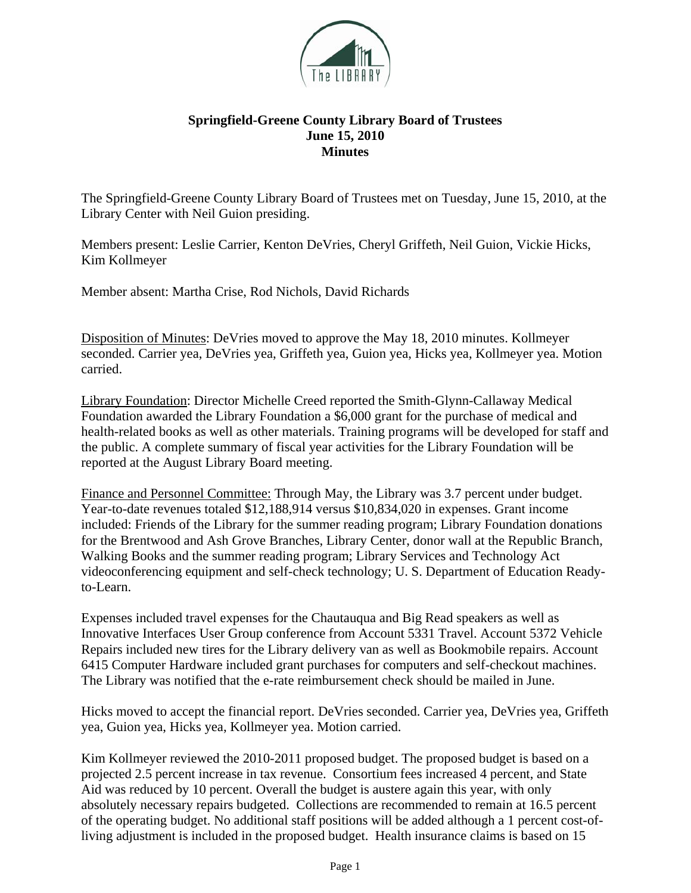# Springfield-Greene County Library Board of Trustees
## June 15, 2010
## Minutes

The Springfield-Greene County Library Board of Trustees met on Tuesday, June 15, 2010, at the Library Center with Neil Guion presiding.

Members present: Leslie Carrier, Kenton DeVries, Cheryl Griffeth, Neil Guion, Vickie Hicks, Kim Kollmeyer

Member absent: Martha Crise, Rod Nichols, David Richards

Disposition of Minutes: DeVries moved to approve the May 18, 2010 minutes. Kollmeyer seconded. Carrier yea, DeVries yea, Griffeth yea, Guion yea, Hicks yea, Kollmeyer yea. Motion carried.

Library Foundation: Director Michelle Creed reported the Smith-Glynn-Callaway Medical Foundation awarded the Library Foundation a $6,000 grant for the purchase of medical and health-related books as well as other materials. Training programs will be developed for staff and the public. A complete summary of fiscal year activities for the Library Foundation will be reported at the August Library Board meeting.

Finance and Personnel Committee: Through May, the Library was 3.7 percent under budget. Year-to-date revenues totaled $12,188,914 versus $10,834,020 in expenses. Grant income included: Friends of the Library for the summer reading program; Library Foundation donations for the Brentwood and Ash Grove Branches, Library Center, donor wall at the Republic Branch, Walking Books and the summer reading program; Library Services and Technology Act videoconferencing equipment and self-check technology; U. S. Department of Education Ready-to-Learn.

Expenses included travel expenses for the Chautauqua and Big Read speakers as well as Innovative Interfaces User Group conference from Account 5331 Travel. Account 5372 Vehicle Repairs included new tires for the Library delivery van as well as Bookmobile repairs. Account 6415 Computer Hardware included grant purchases for computers and self-checkout machines. The Library was notified that the e-rate reimbursement check should be mailed in June.

Hicks moved to accept the financial report. DeVries seconded. Carrier yea, DeVries yea, Griffeth yea, Guion yea, Hicks yea, Kollmeyer yea. Motion carried.

Kim Kollmeyer reviewed the 2010-2011 proposed budget. The proposed budget is based on a projected 2.5 percent increase in tax revenue. Consortium fees increased 4 percent, and State Aid was reduced by 10 percent. Overall the budget is austere again this year, with only absolutely necessary repairs budgeted. Collections are recommended to remain at 16.5 percent of the operating budget. No additional staff positions will be added although a 1 percent cost-of-living adjustment is included in the proposed budget. Health insurance claims is based on 15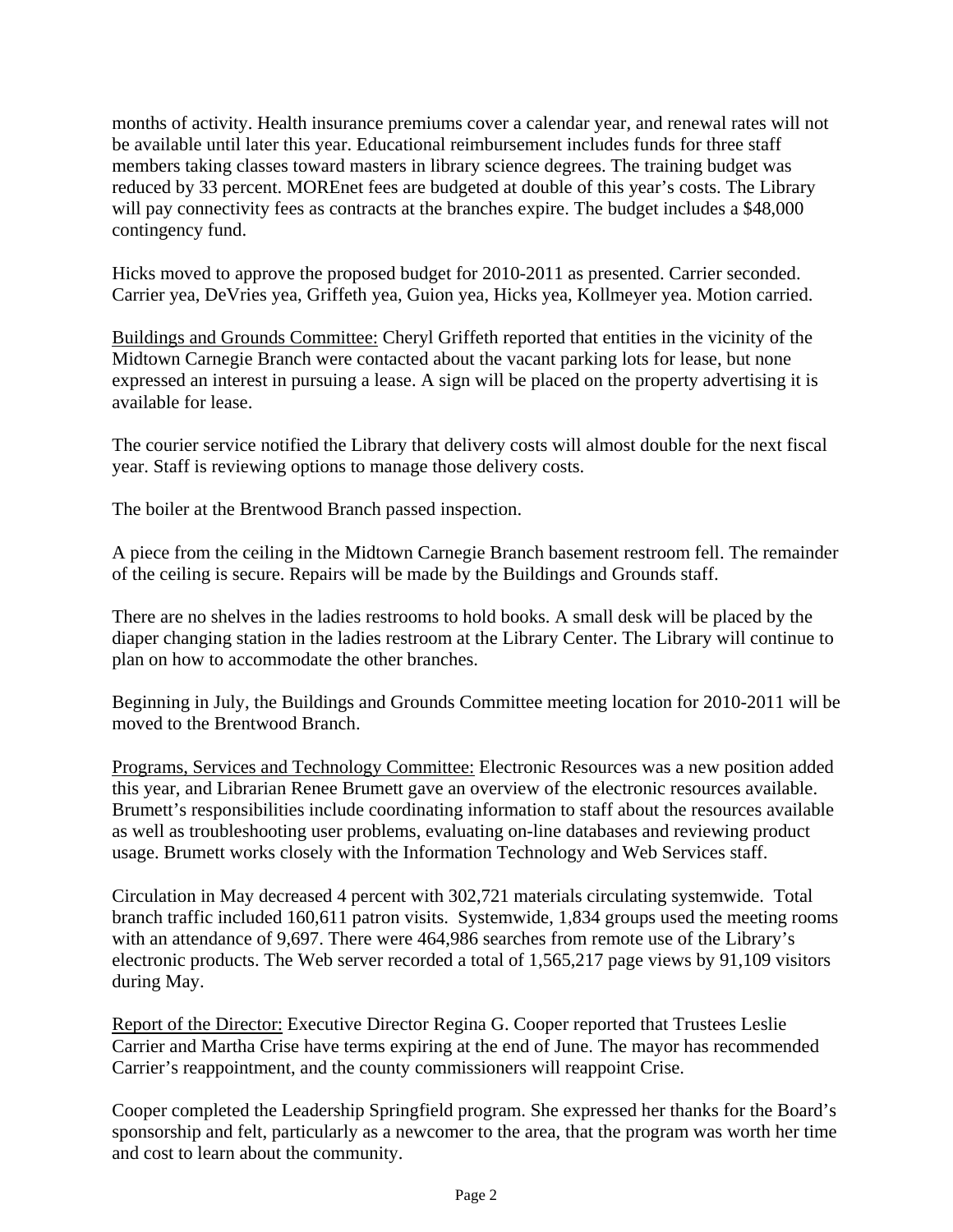months of activity. Health insurance premiums cover a calendar year, and renewal rates will not be available until later this year. Educational reimbursement includes funds for three staff members taking classes toward masters in library science degrees. The training budget was reduced by 33 percent. MOREnet fees are budgeted at double of this year's costs. The Library will pay connectivity fees as contracts at the branches expire. The budget includes a $48,000 contingency fund.

Hicks moved to approve the proposed budget for 2010-2011 as presented. Carrier seconded. Carrier yea, DeVries yea, Griffeth yea, Guion yea, Hicks yea, Kollmeyer yea. Motion carried.

Buildings and Grounds Committee: Cheryl Griffeth reported that entities in the vicinity of the Midtown Carnegie Branch were contacted about the vacant parking lots for lease, but none expressed an interest in pursuing a lease. A sign will be placed on the property advertising it is available for lease.

The courier service notified the Library that delivery costs will almost double for the next fiscal year. Staff is reviewing options to manage those delivery costs.

The boiler at the Brentwood Branch passed inspection.

A piece from the ceiling in the Midtown Carnegie Branch basement restroom fell. The remainder of the ceiling is secure. Repairs will be made by the Buildings and Grounds staff.

There are no shelves in the ladies restrooms to hold books. A small desk will be placed by the diaper changing station in the ladies restroom at the Library Center. The Library will continue to plan on how to accommodate the other branches.

Beginning in July, the Buildings and Grounds Committee meeting location for 2010-2011 will be moved to the Brentwood Branch.

Programs, Services and Technology Committee: Electronic Resources was a new position added this year, and Librarian Renee Brumett gave an overview of the electronic resources available. Brumett's responsibilities include coordinating information to staff about the resources available as well as troubleshooting user problems, evaluating on-line databases and reviewing product usage. Brumett works closely with the Information Technology and Web Services staff.

Circulation in May decreased 4 percent with 302,721 materials circulating systemwide. Total branch traffic included 160,611 patron visits. Systemwide, 1,834 groups used the meeting rooms with an attendance of 9,697. There were 464,986 searches from remote use of the Library's electronic products. The Web server recorded a total of 1,565,217 page views by 91,109 visitors during May.

Report of the Director: Executive Director Regina G. Cooper reported that Trustees Leslie Carrier and Martha Crise have terms expiring at the end of June. The mayor has recommended Carrier's reappointment, and the county commissioners will reappoint Crise.

Cooper completed the Leadership Springfield program. She expressed her thanks for the Board's sponsorship and felt, particularly as a newcomer to the area, that the program was worth her time and cost to learn about the community.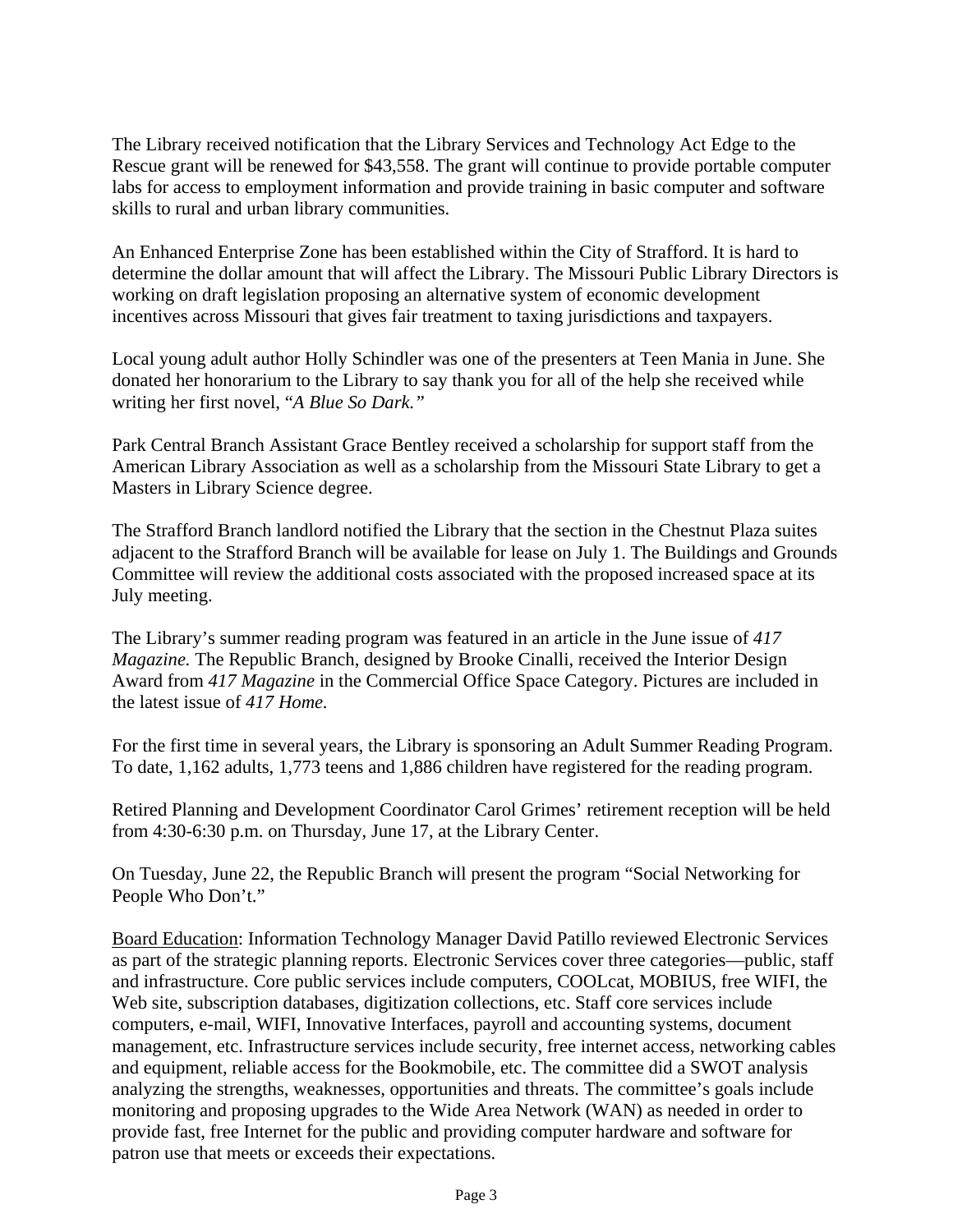The Library received notification that the Library Services and Technology Act Edge to the Rescue grant will be renewed for $43,558. The grant will continue to provide portable computer labs for access to employment information and provide training in basic computer and software skills to rural and urban library communities.

An Enhanced Enterprise Zone has been established within the City of Strafford. It is hard to determine the dollar amount that will affect the Library. The Missouri Public Library Directors is working on draft legislation proposing an alternative system of economic development incentives across Missouri that gives fair treatment to taxing jurisdictions and taxpayers.

Local young adult author Holly Schindler was one of the presenters at Teen Mania in June. She donated her honorarium to the Library to say thank you for all of the help she received while writing her first novel, "*A Blue So Dark.*"

Park Central Branch Assistant Grace Bentley received a scholarship for support staff from the American Library Association as well as a scholarship from the Missouri State Library to get a Masters in Library Science degree.

The Strafford Branch landlord notified the Library that the section in the Chestnut Plaza suites adjacent to the Strafford Branch will be available for lease on July 1. The Buildings and Grounds Committee will review the additional costs associated with the proposed increased space at its July meeting.

The Library's summer reading program was featured in an article in the June issue of *417 Magazine.* The Republic Branch, designed by Brooke Cinalli, received the Interior Design Award from *417 Magazine* in the Commercial Office Space Category. Pictures are included in the latest issue of *417 Home.*

For the first time in several years, the Library is sponsoring an Adult Summer Reading Program. To date, 1,162 adults, 1,773 teens and 1,886 children have registered for the reading program.

Retired Planning and Development Coordinator Carol Grimes' retirement reception will be held from 4:30-6:30 p.m. on Thursday, June 17, at the Library Center.

On Tuesday, June 22, the Republic Branch will present the program "Social Networking for People Who Don't."

<u>Board Education</u>: Information Technology Manager David Patillo reviewed Electronic Services as part of the strategic planning reports. Electronic Services cover three categories—public, staff and infrastructure. Core public services include computers, COOLcat, MOBIUS, free WIFI, the Web site, subscription databases, digitization collections, etc. Staff core services include computers, e-mail, WIFI, Innovative Interfaces, payroll and accounting systems, document management, etc. Infrastructure services include security, free internet access, networking cables and equipment, reliable access for the Bookmobile, etc. The committee did a SWOT analysis analyzing the strengths, weaknesses, opportunities and threats. The committee's goals include monitoring and proposing upgrades to the Wide Area Network (WAN) as needed in order to provide fast, free Internet for the public and providing computer hardware and software for patron use that meets or exceeds their expectations.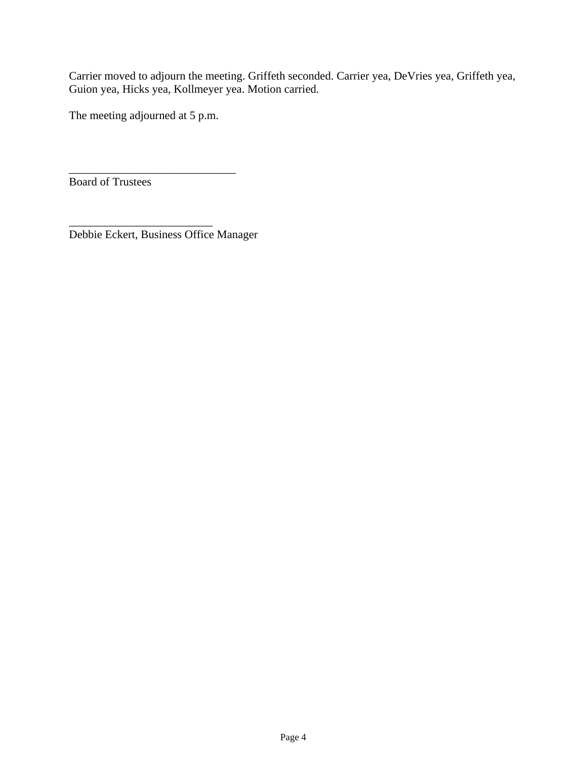Carrier moved to adjourn the meeting. Griffeth seconded. Carrier yea, DeVries yea, Griffeth yea, Guion yea, Hicks yea, Kollmeyer yea. Motion carried.

The meeting adjourned at 5 p.m.

______________________________
Board of Trustees

_________________________
Debbie Eckert, Business Office Manager